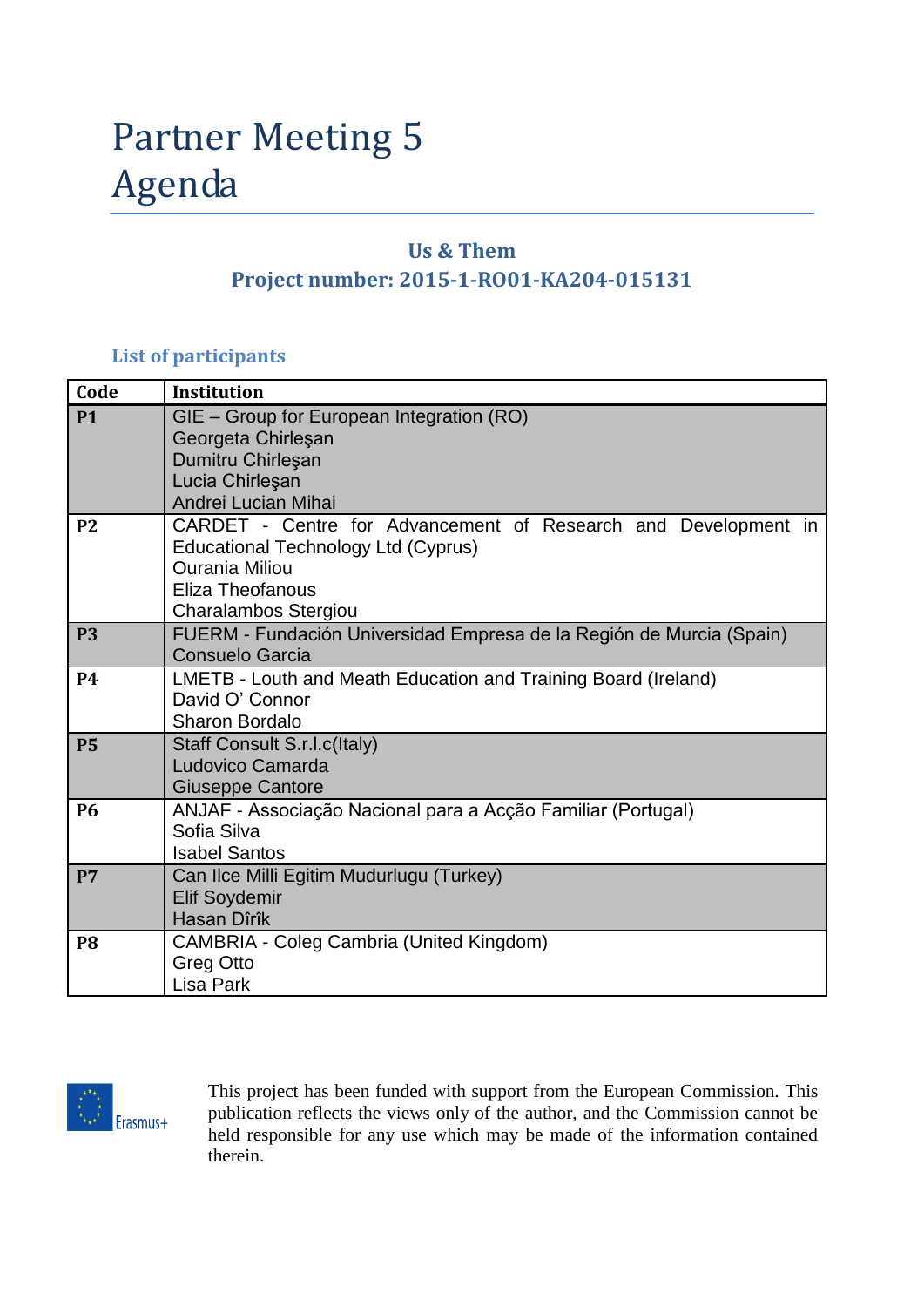# Partner Meeting 5
# Agenda

**Us & Them**

**Project number: 2015-1-RO01-KA204-015131**

### List of participants

| Code | Institution |
|---|---|
| **P1** | GIE – Group for European Integration (RO)<br>Georgeta Chirleşan<br>Dumitru Chirleşan<br>Lucia Chirleşan<br>Andrei Lucian Mihai |
| **P2** | CARDET - Centre for Advancement of Research and Development in Educational Technology Ltd (Cyprus)<br>Ourania Miliou<br>Eliza Theofanous<br>Charalambos Stergiou |
| **P3** | FUERM - Fundación Universidad Empresa de la Región de Murcia (Spain)<br>Consuelo Garcia |
| **P4** | LMETB - Louth and Meath Education and Training Board (Ireland)<br>David O' Connor<br>Sharon Bordalo |
| **P5** | Staff Consult S.r.l.c(Italy)<br>Ludovico Camarda<br>Giuseppe Cantore |
| **P6** | ANJAF - Associação Nacional para a Acção Familiar (Portugal)<br>Sofia Silva<br>Isabel Santos |
| **P7** | Can Ilce Milli Egitim Mudurlugu (Turkey)<br>Elif Soydemir<br>Hasan Dîrîk |
| **P8** | CAMBRIA - Coleg Cambria (United Kingdom)<br>Greg Otto<br>Lisa Park |

This project has been funded with support from the European Commission. This publication reflects the views only of the author, and the Commission cannot be held responsible for any use which may be made of the information contained therein.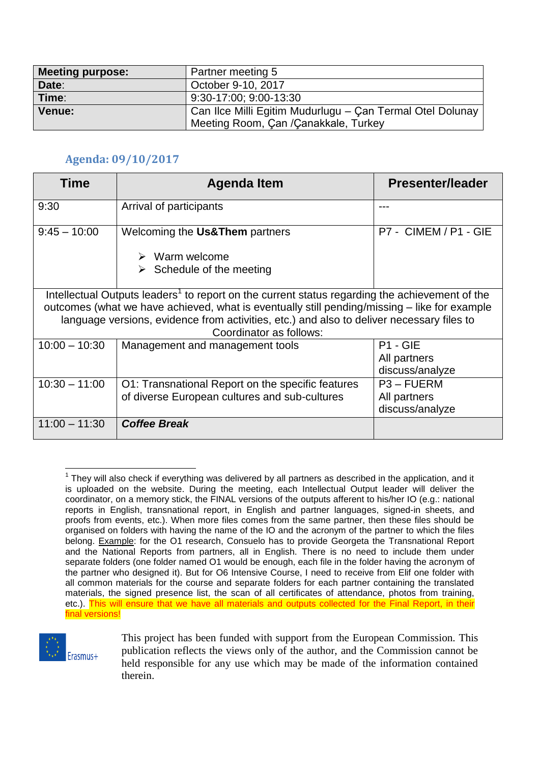| Meeting purpose: | Partner meeting 5 |
|---|---|
| **Date**: | October 9-10, 2017 |
| **Time**: | 9:30-17:00; 9:00-13:30 |
| **Venue:** | Can Ilce Milli Egitim Mudurlugu – Çan Termal Otel Dolunay Meeting Room, Çan /Çanakkale, Turkey |

## Agenda: 09/10/2017

| Time | Agenda Item | Presenter/leader |
|---|---|---|
| 9:30 | Arrival of participants | --- |
| 9:45 – 10:00 | Welcoming the **Us&Them** partners<br>➢ Warm welcome<br>➢ Schedule of the meeting | P7 - CIMEM / P1 - GIE |
| Intellectual Outputs leaders[1] to report on the current status regarding the achievement of the outcomes (what we have achieved, what is eventually still pending/missing – like for example language versions, evidence from activities, etc.) and also to deliver necessary files to Coordinator as follows: | | |
| 10:00 – 10:30 | Management and management tools | P1 - GIE<br>All partners discuss/analyze |
| 10:30 – 11:00 | O1: Transnational Report on the specific features of diverse European cultures and sub-cultures | P3 – FUERM<br>All partners discuss/analyze |
| 11:00 – 11:30 | ***Coffee Break*** | |

[1] They will also check if everything was delivered by all partners as described in the application, and it is uploaded on the website. During the meeting, each Intellectual Output leader will deliver the coordinator, on a memory stick, the FINAL versions of the outputs afferent to his/her IO (e.g.: national reports in English, transnational report, in English and partner languages, signed-in sheets, and proofs from events, etc.). When more files comes from the same partner, then these files should be organised on folders with having the name of the IO and the acronym of the partner to which the files belong. Example: for the O1 research, Consuelo has to provide Georgeta the Transnational Report and the National Reports from partners, all in English. There is no need to include them under separate folders (one folder named O1 would be enough, each file in the folder having the acronym of the partner who designed it). But for O6 Intensive Course, I need to receive from Elif one folder with all common materials for the course and separate folders for each partner containing the translated materials, the signed presence list, the scan of all certificates of attendance, photos from training, etc.). This will ensure that we have all materials and outputs collected for the Final Report, in their final versions!

This project has been funded with support from the European Commission. This publication reflects the views only of the author, and the Commission cannot be held responsible for any use which may be made of the information contained therein.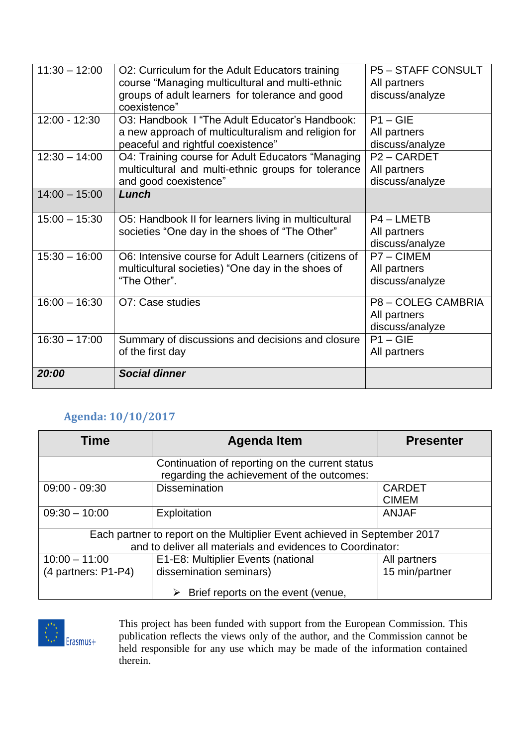| | | |
|---|---|---|
| 11:30 – 12:00 | O2: Curriculum for the Adult Educators training course "Managing multicultural and multi-ethnic groups of adult learners for tolerance and good coexistence" | P5 – STAFF CONSULT<br>All partners discuss/analyze |
| 12:00 - 12:30 | O3: Handbook I "The Adult Educator's Handbook: a new approach of multiculturalism and religion for peaceful and rightful coexistence" | P1 – GIE<br>All partners discuss/analyze |
| 12:30 – 14:00 | O4: Training course for Adult Educators "Managing multicultural and multi-ethnic groups for tolerance and good coexistence" | P2 – CARDET<br>All partners discuss/analyze |
| 14:00 – 15:00 | ***Lunch*** | |
| 15:00 – 15:30 | O5: Handbook II for learners living in multicultural societies "One day in the shoes of "The Other" | P4 – LMETB<br>All partners discuss/analyze |
| 15:30 – 16:00 | O6: Intensive course for Adult Learners (citizens of multicultural societies) "One day in the shoes of "The Other". | P7 – CIMEM<br>All partners discuss/analyze |
| 16:00 – 16:30 | O7: Case studies | P8 – COLEG CAMBRIA<br>All partners discuss/analyze |
| 16:30 – 17:00 | Summary of discussions and decisions and closure of the first day | P1 – GIE<br>All partners |
| ***20:00*** | ***Social dinner*** | |

## Agenda: 10/10/2017

| Time | Agenda Item | Presenter |
|---|---|---|
| | Continuation of reporting on the current status regarding the achievement of the outcomes: | |
| 09:00 - 09:30 | Dissemination | CARDET<br>CIMEM |
| 09:30 – 10:00 | Exploitation | ANJAF |
| | Each partner to report on the Multiplier Event achieved in September 2017 and to deliver all materials and evidences to Coordinator: | |
| 10:00 – 11:00<br>(4 partners: P1-P4) | E1-E8: Multiplier Events (national dissemination seminars)<br>➢ Brief reports on the event (venue, | All partners<br>15 min/partner |

This project has been funded with support from the European Commission. This publication reflects the views only of the author, and the Commission cannot be held responsible for any use which may be made of the information contained therein.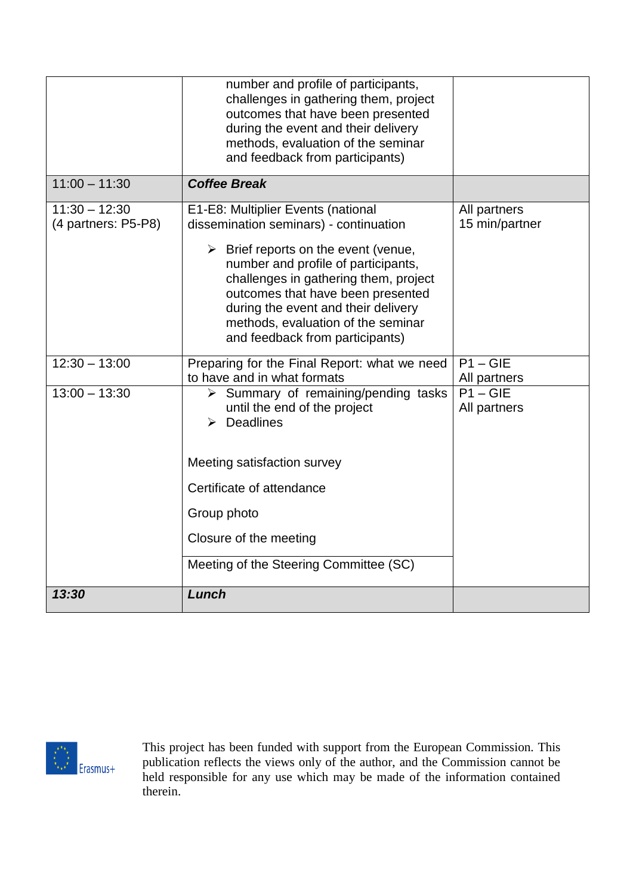| | | |
|---|---|---|
| | number and profile of participants, challenges in gathering them, project outcomes that have been presented during the event and their delivery methods, evaluation of the seminar and feedback from participants) | |
| 11:00 – 11:30 | ***Coffee Break*** | |
| 11:30 – 12:30<br>(4 partners: P5-P8) | E1-E8: Multiplier Events (national dissemination seminars) - continuation<br><br>➢ Brief reports on the event (venue, number and profile of participants, challenges in gathering them, project outcomes that have been presented during the event and their delivery methods, evaluation of the seminar and feedback from participants) | All partners<br>15 min/partner |
| 12:30 – 13:00 | Preparing for the Final Report: what we need to have and in what formats | P1 – GIE<br>All partners |
| 13:00 – 13:30 | ➢ Summary of remaining/pending tasks until the end of the project<br>➢ Deadlines<br><br>Meeting satisfaction survey<br><br>Certificate of attendance<br><br>Group photo<br><br>Closure of the meeting<br><br>Meeting of the Steering Committee (SC) | P1 – GIE<br>All partners |
| ***13:30*** | ***Lunch*** | |

This project has been funded with support from the European Commission. This publication reflects the views only of the author, and the Commission cannot be held responsible for any use which may be made of the information contained therein.